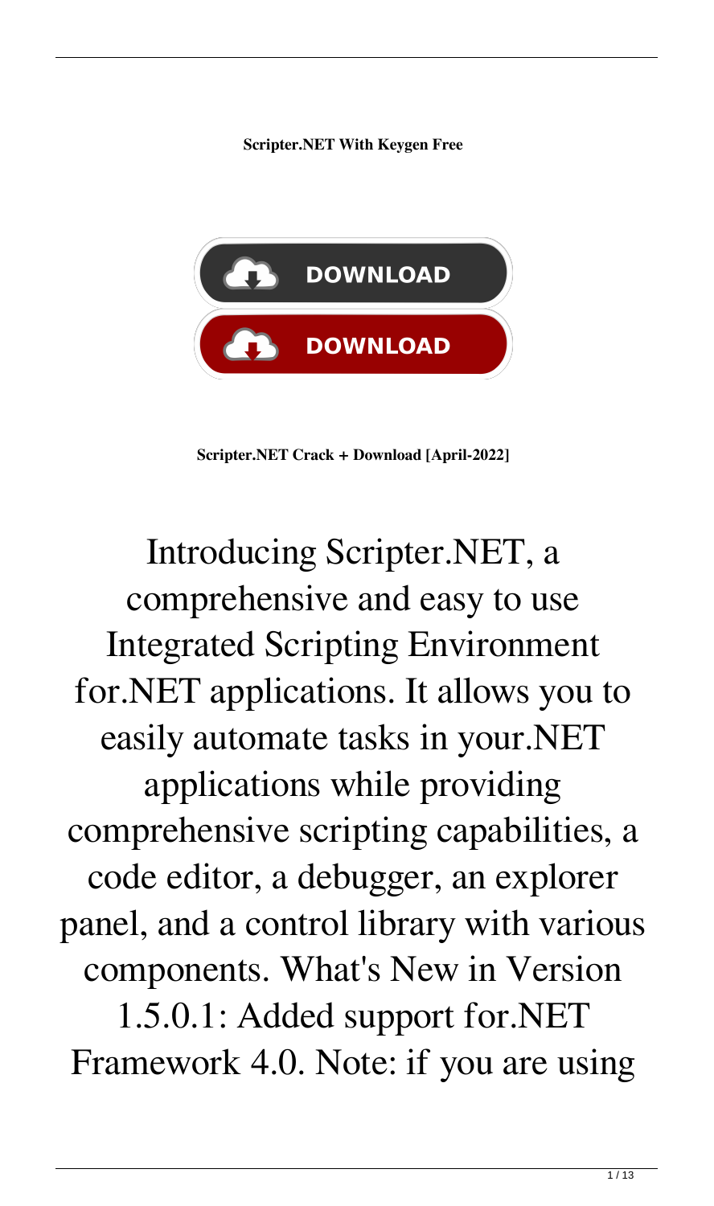**Scripter.NET With Keygen Free**

DOWNLOAD

DOWNLOAD

**Scripter.NET Crack + Download [April-2022]**

Introducing Scripter.NET, a comprehensive and easy to use Integrated Scripting Environment for.NET applications. It allows you to easily automate tasks in your.NET applications while providing comprehensive scripting capabilities, a code editor, a debugger, an explorer panel, and a control library with various components. What's New in Version 1.5.0.1: Added support for.NET Framework 4.0. Note: if you are using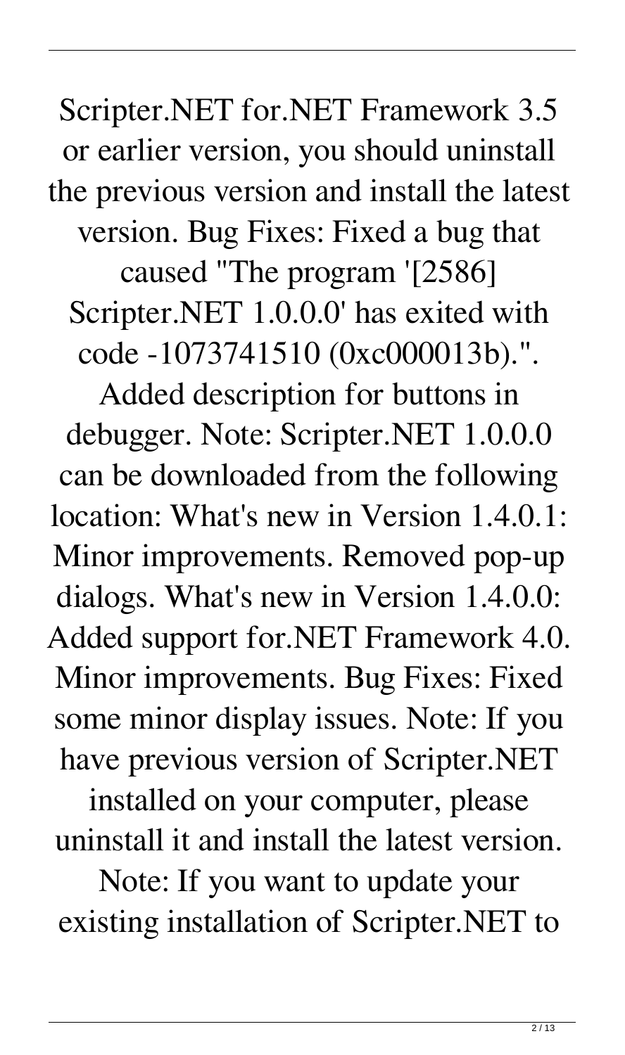Scripter.NET for.NET Framework 3.5 or earlier version, you should uninstall the previous version and install the latest version. Bug Fixes: Fixed a bug that caused "The program '[2586] Scripter.NET 1.0.0.0' has exited with code -1073741510 (0xc000013b).". Added description for buttons in debugger. Note: Scripter.NET 1.0.0.0 can be downloaded from the following location: What's new in Version 1.4.0.1: Minor improvements. Removed pop-up dialogs. What's new in Version 1.4.0.0: Added support for.NET Framework 4.0. Minor improvements. Bug Fixes: Fixed some minor display issues. Note: If you have previous version of Scripter.NET installed on your computer, please uninstall it and install the latest version. Note: If you want to update your existing installation of Scripter.NET to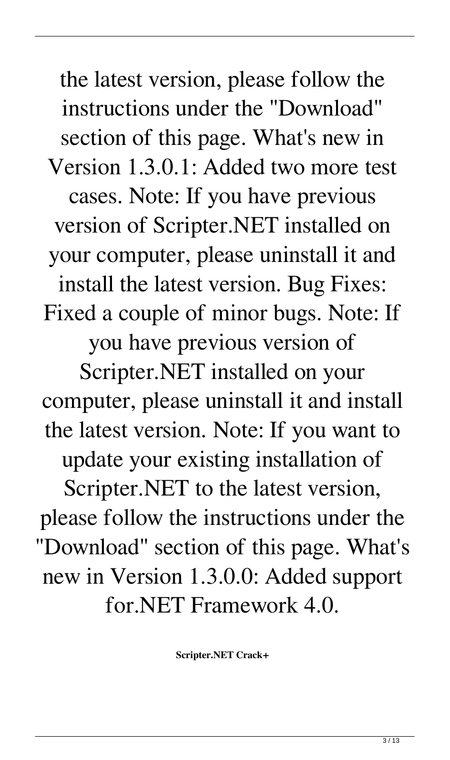the latest version, please follow the instructions under the "Download" section of this page. What's new in Version 1.3.0.1: Added two more test cases. Note: If you have previous version of Scripter.NET installed on your computer, please uninstall it and install the latest version. Bug Fixes: Fixed a couple of minor bugs. Note: If you have previous version of Scripter.NET installed on your computer, please uninstall it and install the latest version. Note: If you want to update your existing installation of Scripter.NET to the latest version, please follow the instructions under the "Download" section of this page. What's new in Version 1.3.0.0: Added support for.NET Framework 4.0.

**Scripter.NET Crack+**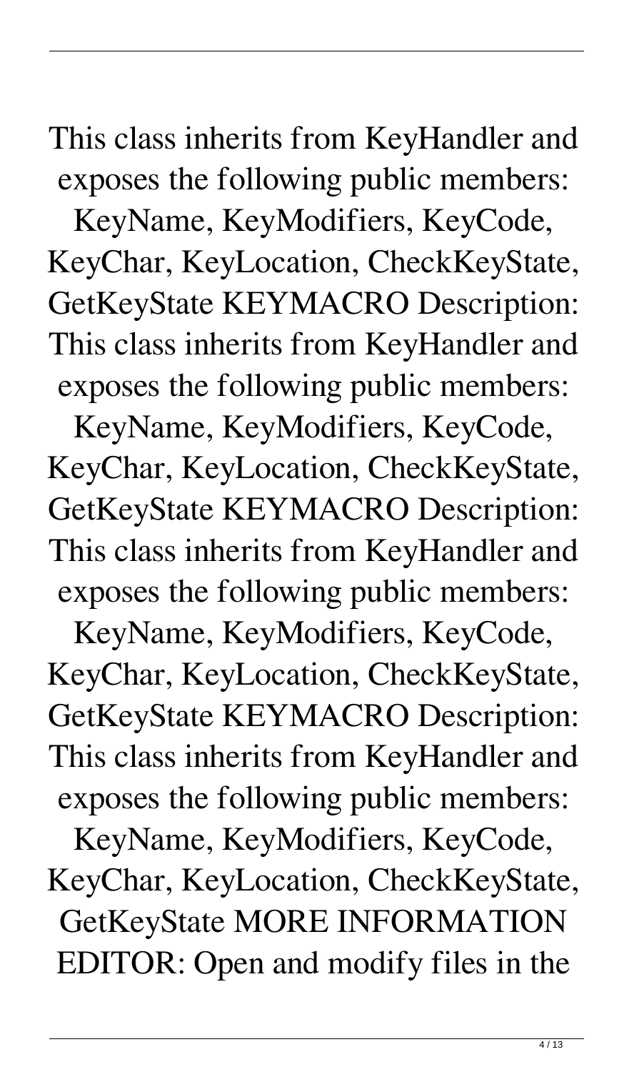This class inherits from KeyHandler and exposes the following public members: KeyName, KeyModifiers, KeyCode, KeyChar, KeyLocation, CheckKeyState, GetKeyState KEYMACRO Description: This class inherits from KeyHandler and exposes the following public members: KeyName, KeyModifiers, KeyCode, KeyChar, KeyLocation, CheckKeyState, GetKeyState KEYMACRO Description: This class inherits from KeyHandler and exposes the following public members: KeyName, KeyModifiers, KeyCode, KeyChar, KeyLocation, CheckKeyState, GetKeyState KEYMACRO Description: This class inherits from KeyHandler and exposes the following public members: KeyName, KeyModifiers, KeyCode, KeyChar, KeyLocation, CheckKeyState, GetKeyState MORE INFORMATION EDITOR: Open and modify files in the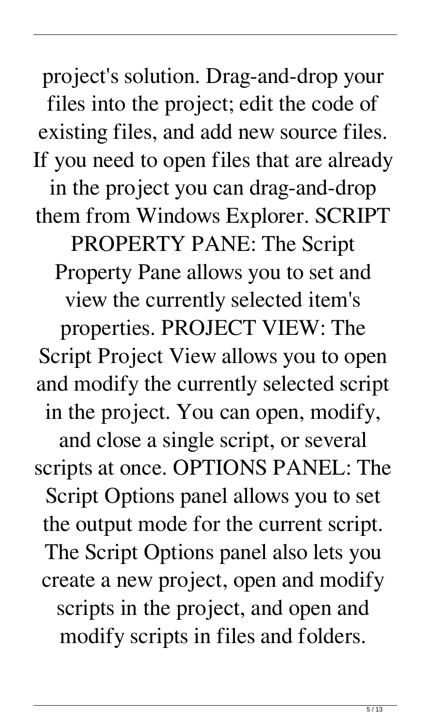project's solution. Drag-and-drop your files into the project; edit the code of existing files, and add new source files. If you need to open files that are already in the project you can drag-and-drop them from Windows Explorer. SCRIPT PROPERTY PANE: The Script Property Pane allows you to set and view the currently selected item's properties. PROJECT VIEW: The Script Project View allows you to open and modify the currently selected script in the project. You can open, modify, and close a single script, or several scripts at once. OPTIONS PANEL: The Script Options panel allows you to set the output mode for the current script. The Script Options panel also lets you create a new project, open and modify scripts in the project, and open and modify scripts in files and folders.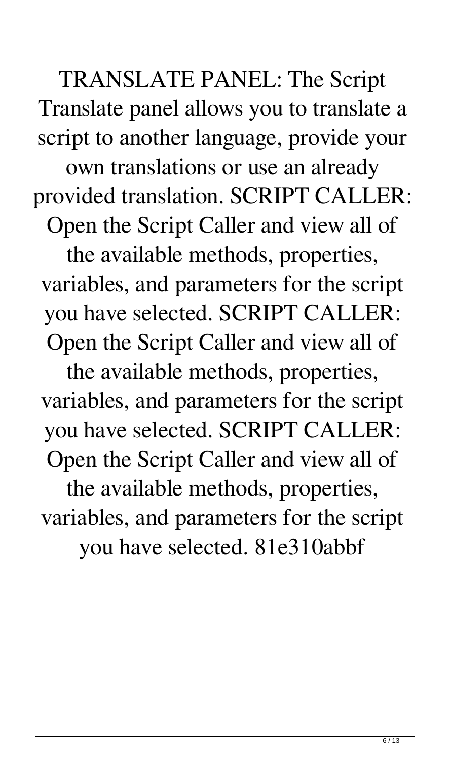TRANSLATE PANEL: The Script Translate panel allows you to translate a script to another language, provide your own translations or use an already provided translation. SCRIPT CALLER: Open the Script Caller and view all of the available methods, properties, variables, and parameters for the script you have selected. SCRIPT CALLER: Open the Script Caller and view all of the available methods, properties, variables, and parameters for the script you have selected. SCRIPT CALLER: Open the Script Caller and view all of the available methods, properties, variables, and parameters for the script you have selected. 81e310abbf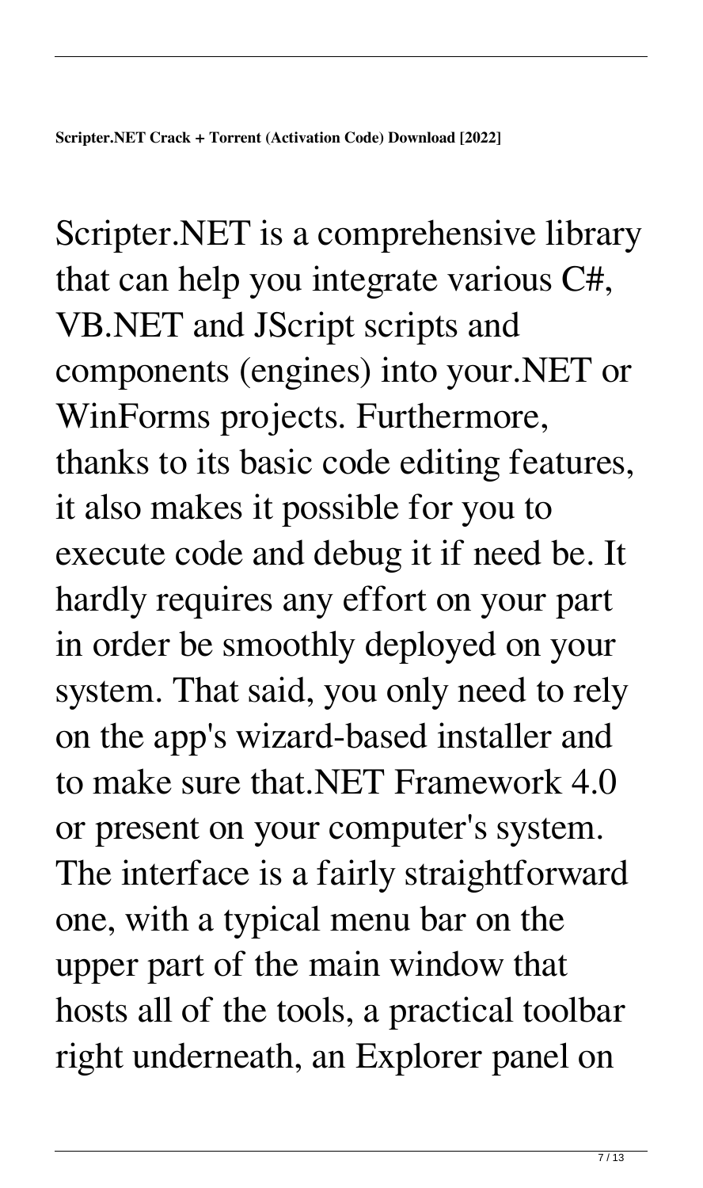**Scripter.NET Crack + Torrent (Activation Code) Download [2022]**

Scripter.NET is a comprehensive library that can help you integrate various C#, VB.NET and JScript scripts and components (engines) into your.NET or WinForms projects. Furthermore, thanks to its basic code editing features, it also makes it possible for you to execute code and debug it if need be. It hardly requires any effort on your part in order be smoothly deployed on your system. That said, you only need to rely on the app's wizard-based installer and to make sure that.NET Framework 4.0 or present on your computer's system. The interface is a fairly straightforward one, with a typical menu bar on the upper part of the main window that hosts all of the tools, a practical toolbar right underneath, an Explorer panel on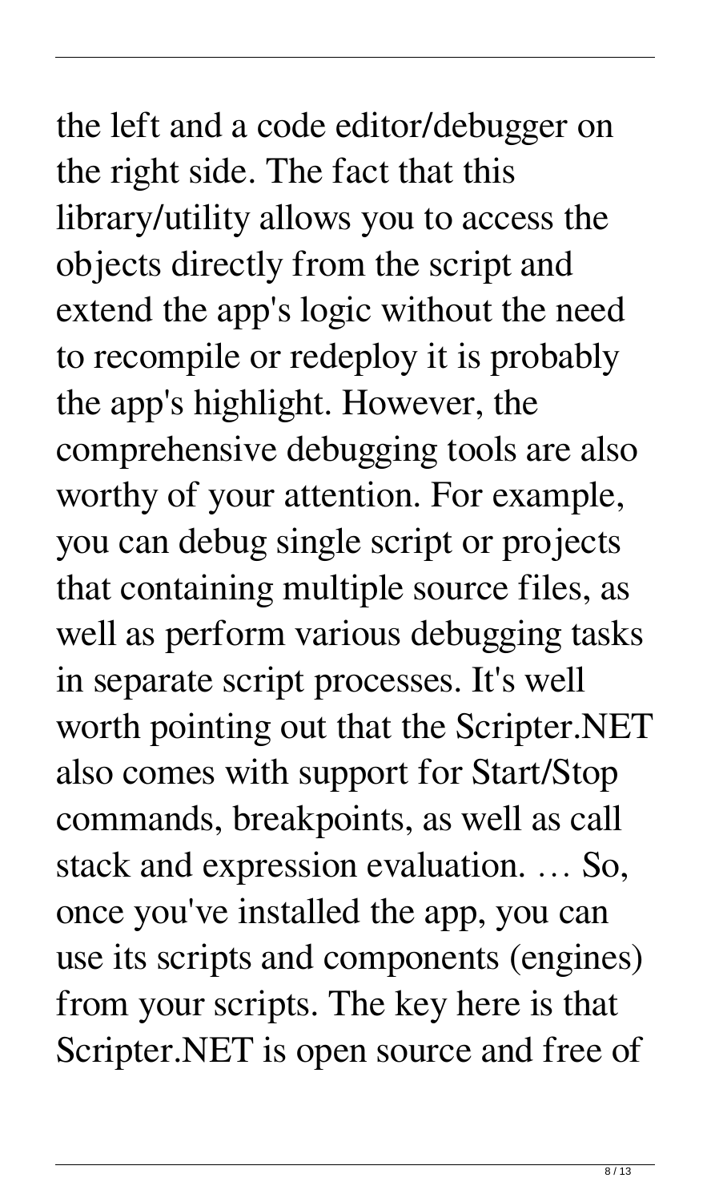the left and a code editor/debugger on the right side. The fact that this library/utility allows you to access the objects directly from the script and extend the app's logic without the need to recompile or redeploy it is probably the app's highlight. However, the comprehensive debugging tools are also worthy of your attention. For example, you can debug single script or projects that containing multiple source files, as well as perform various debugging tasks in separate script processes. It's well worth pointing out that the Scripter.NET also comes with support for Start/Stop commands, breakpoints, as well as call stack and expression evaluation. … So, once you've installed the app, you can use its scripts and components (engines) from your scripts. The key here is that Scripter.NET is open source and free of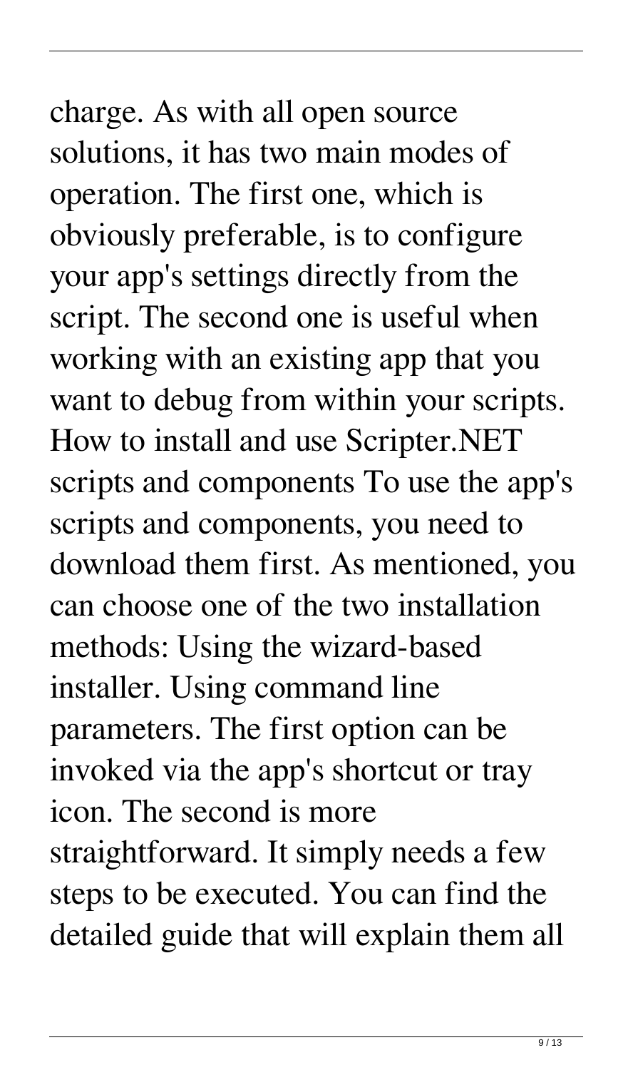charge. As with all open source solutions, it has two main modes of operation. The first one, which is obviously preferable, is to configure your app's settings directly from the script. The second one is useful when working with an existing app that you want to debug from within your scripts. How to install and use Scripter.NET scripts and components To use the app's scripts and components, you need to download them first. As mentioned, you can choose one of the two installation methods: Using the wizard-based installer. Using command line parameters. The first option can be invoked via the app's shortcut or tray icon. The second is more straightforward. It simply needs a few steps to be executed. You can find the detailed guide that will explain them all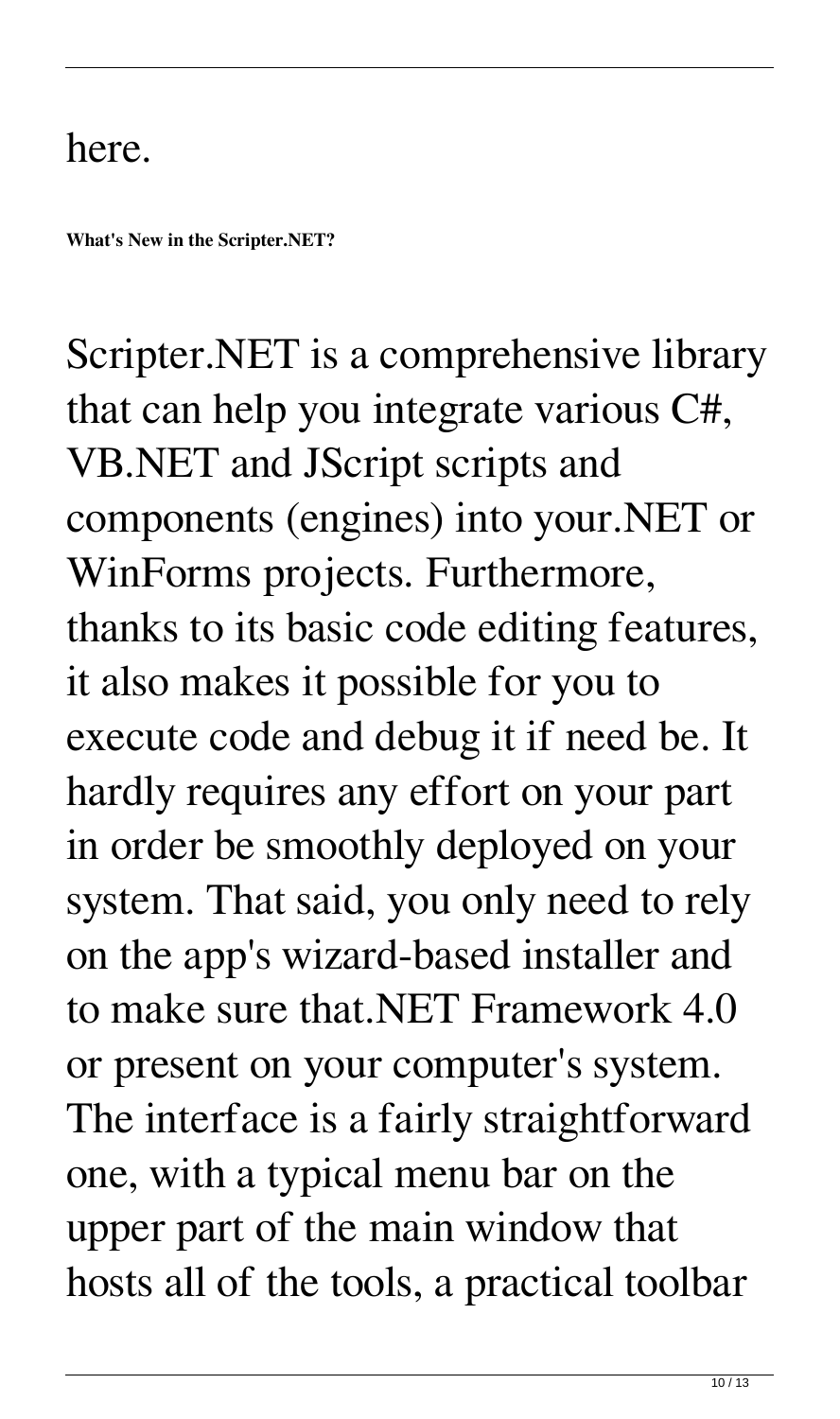here.

**What's New in the Scripter.NET?**

Scripter.NET is a comprehensive library that can help you integrate various C#, VB.NET and JScript scripts and components (engines) into your.NET or WinForms projects. Furthermore, thanks to its basic code editing features, it also makes it possible for you to execute code and debug it if need be. It hardly requires any effort on your part in order be smoothly deployed on your system. That said, you only need to rely on the app's wizard-based installer and to make sure that.NET Framework 4.0 or present on your computer's system. The interface is a fairly straightforward one, with a typical menu bar on the upper part of the main window that hosts all of the tools, a practical toolbar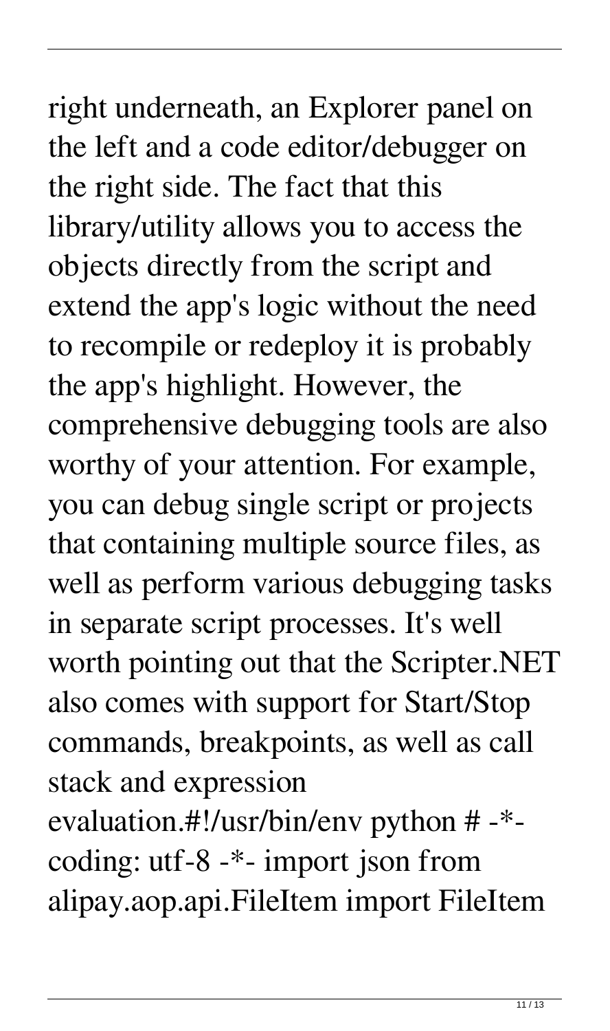right underneath, an Explorer panel on the left and a code editor/debugger on the right side. The fact that this library/utility allows you to access the objects directly from the script and extend the app's logic without the need to recompile or redeploy it is probably the app's highlight. However, the comprehensive debugging tools are also worthy of your attention. For example, you can debug single script or projects that containing multiple source files, as well as perform various debugging tasks in separate script processes. It's well worth pointing out that the Scripter.NET also comes with support for Start/Stop commands, breakpoints, as well as call stack and expression evaluation.#!/usr/bin/env python # -*- coding: utf-8 -*- import json from alipay.aop.api.FileItem import FileItem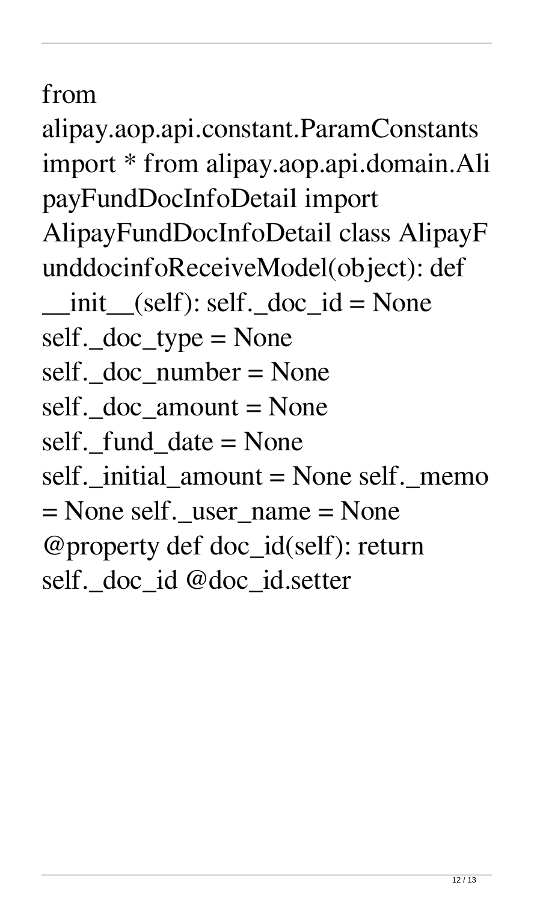from alipay.aop.api.constant.ParamConstants import * from alipay.aop.api.domain.AlipayFundDocInfoDetail import AlipayFundDocInfoDetail class AlipayFunddocinfoReceiveModel(object): def __init__(self): self._doc_id = None self._doc_type = None self._doc_number = None self._doc_amount = None self._fund_date = None self._initial_amount = None self._memo = None self._user_name = None @property def doc_id(self): return self._doc_id @doc_id.setter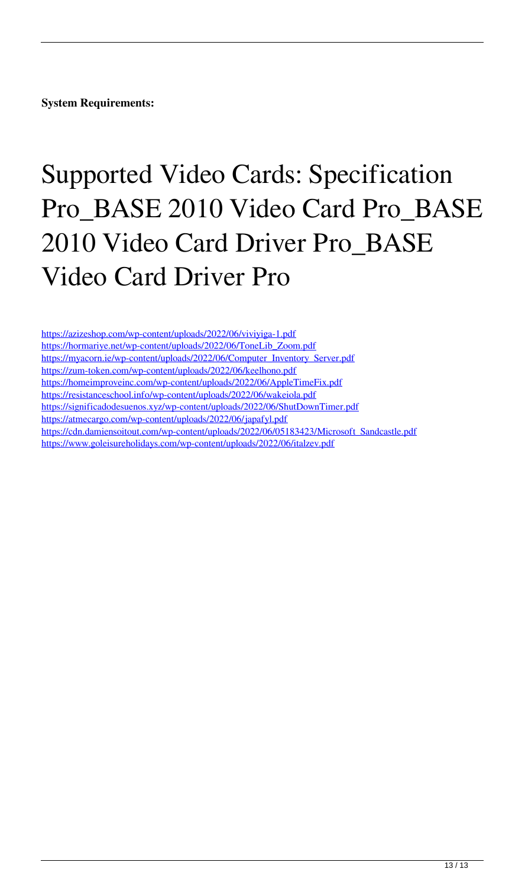**System Requirements:**

# Supported Video Cards: Specification Pro_BASE 2010 Video Card Pro_BASE 2010 Video Card Driver Pro_BASE Video Card Driver Pro

https://azizeshop.com/wp-content/uploads/2022/06/viviyiga-1.pdf
https://hormariye.net/wp-content/uploads/2022/06/ToneLib_Zoom.pdf
https://myacorn.ie/wp-content/uploads/2022/06/Computer_Inventory_Server.pdf
https://zum-token.com/wp-content/uploads/2022/06/keelhono.pdf
https://homeimproveinc.com/wp-content/uploads/2022/06/AppleTimeFix.pdf
https://resistanceschool.info/wp-content/uploads/2022/06/wakeiola.pdf
https://significadodesuenos.xyz/wp-content/uploads/2022/06/ShutDownTimer.pdf
https://atmecargo.com/wp-content/uploads/2022/06/japafyl.pdf
https://cdn.damiensoitout.com/wp-content/uploads/2022/06/05183423/Microsoft_Sandcastle.pdf
https://www.goleisureholidays.com/wp-content/uploads/2022/06/italzev.pdf